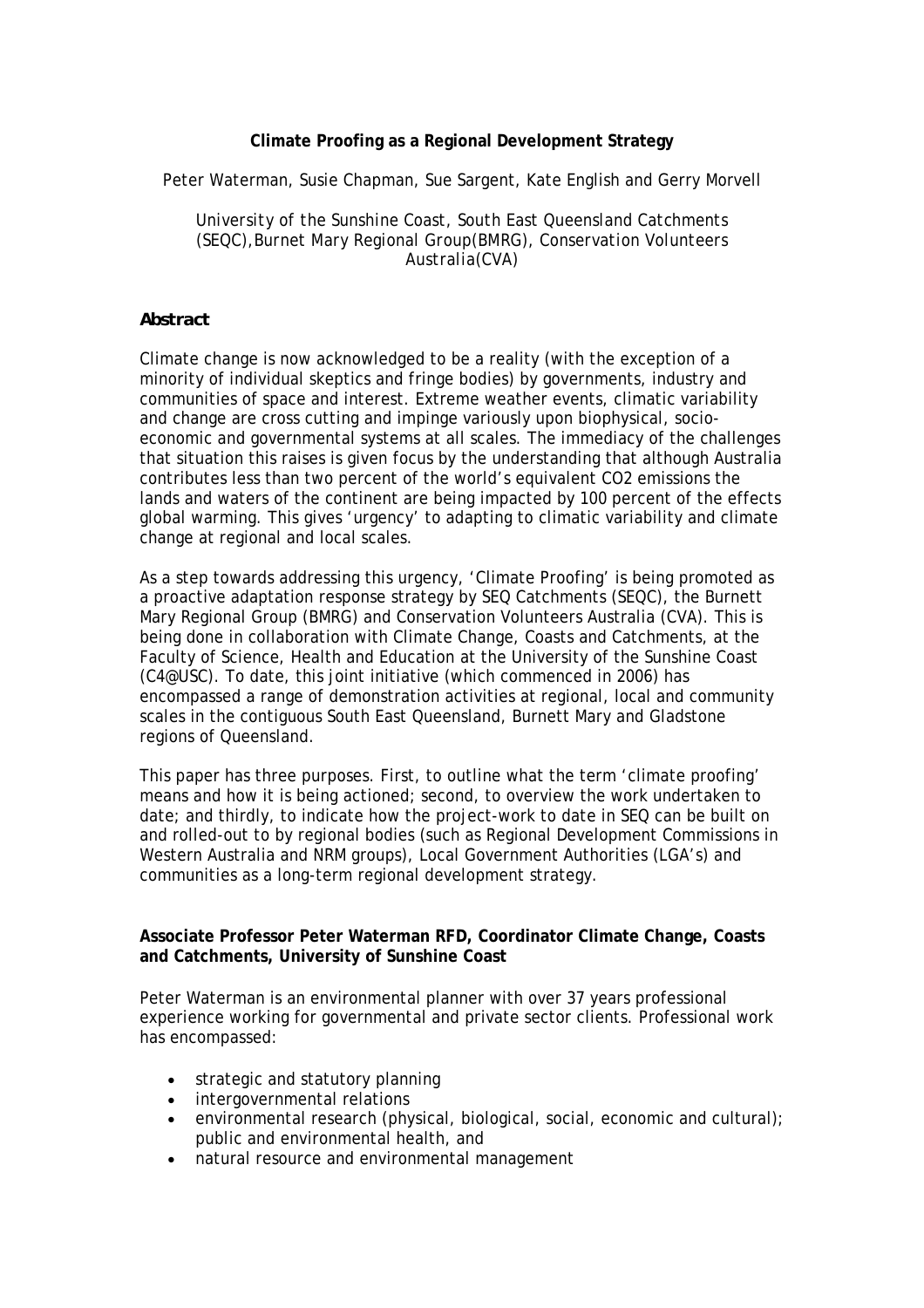**Climate Proofing as a Regional Development Strategy**

Peter Waterman, Susie Chapman, Sue Sargent, Kate English and Gerry Morvell

*University of the Sunshine Coast, South East Queensland Catchments (SEQC),Burnet Mary Regional Group(BMRG), Conservation Volunteers Australia(CVA)*

## Abstract

Climate change is now acknowledged to be a reality (with the exception of a minority of individual skeptics and fringe bodies) by governments, industry and communities of space and interest. Extreme weather events, climatic variability and change are cross cutting and impinge variously upon biophysical, socio-economic and governmental systems at all scales. The immediacy of the challenges that situation this raises is given focus by the understanding that although Australia contributes less than two percent of the world's equivalent CO2 emissions the lands and waters of the continent are being impacted by 100 percent of the effects global warming. This gives 'urgency' to adapting to climatic variability and climate change at regional and local scales.

As a step towards addressing this urgency, 'Climate Proofing' is being promoted as a proactive adaptation response strategy by SEQ Catchments (SEQC), the Burnett Mary Regional Group (BMRG) and Conservation Volunteers Australia (CVA). This is being done in collaboration with Climate Change, Coasts and Catchments, at the Faculty of Science, Health and Education at the University of the Sunshine Coast (C4@USC). To date, this joint initiative (which commenced in 2006) has encompassed a range of demonstration activities at regional, local and community scales in the contiguous South East Queensland, Burnett Mary and Gladstone regions of Queensland.

This paper has three purposes. First, to outline what the term 'climate proofing' means and how it is being actioned; second, to overview the work undertaken to date; and thirdly, to indicate how the project-work to date in SEQ can be built on and rolled-out to by regional bodies (such as Regional Development Commissions in Western Australia and NRM groups), Local Government Authorities (LGA's) and communities as a long-term regional development strategy.

**Associate Professor Peter Waterman RFD, Coordinator Climate Change, Coasts and Catchments, University of Sunshine Coast**

Peter Waterman is an environmental planner with over 37 years professional experience working for governmental and private sector clients. Professional work has encompassed:

- strategic and statutory planning
- intergovernmental relations
- environmental research (physical, biological, social, economic and cultural); public and environmental health, and
- natural resource and environmental management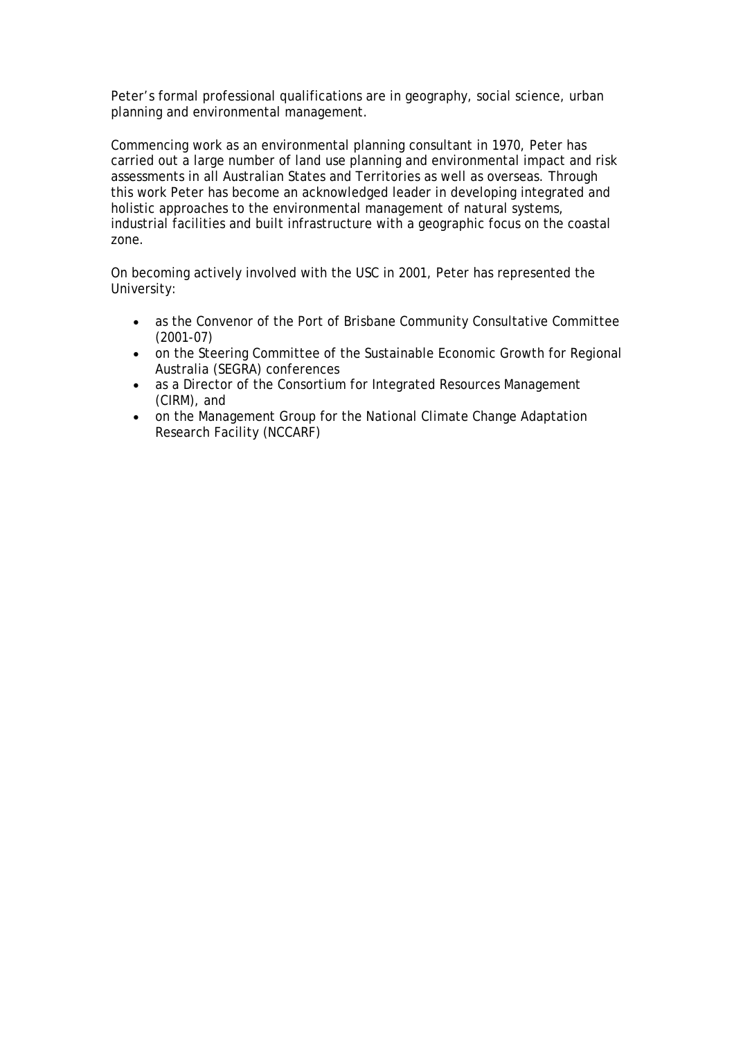Peter's formal professional qualifications are in geography, social science, urban planning and environmental management.

Commencing work as an environmental planning consultant in 1970, Peter has carried out a large number of land use planning and environmental impact and risk assessments in all Australian States and Territories as well as overseas. Through this work Peter has become an acknowledged leader in developing integrated and holistic approaches to the environmental management of natural systems, industrial facilities and built infrastructure with a geographic focus on the coastal zone.

On becoming actively involved with the USC in 2001, Peter has represented the University:

- as the Convenor of the Port of Brisbane Community Consultative Committee (2001-07)
- on the Steering Committee of the Sustainable Economic Growth for Regional Australia (SEGRA) conferences
- as a Director of the Consortium for Integrated Resources Management (CIRM), and
- on the Management Group for the National Climate Change Adaptation Research Facility (NCCARF)